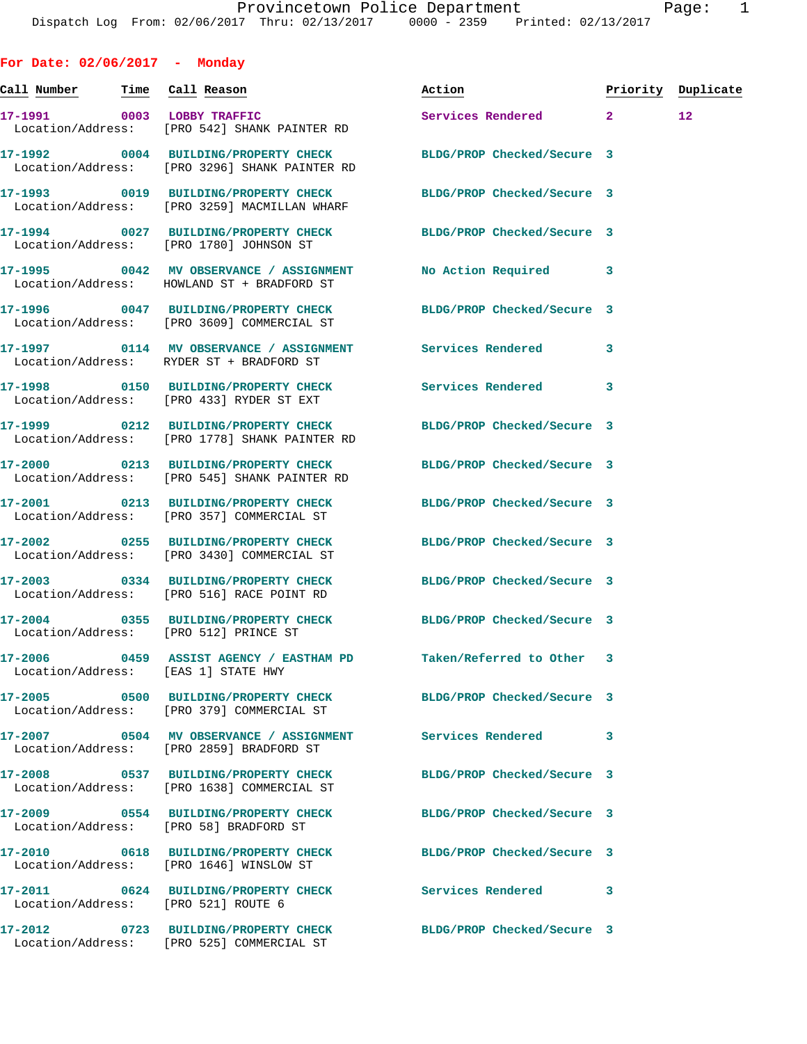Provincetown Police Department
Dispatch Log From: 02/06/2017 Thru: 02/13/2017 0000 - 2359 Printed: 02/13/2017

## For Date: 02/06/2017 - Monday

| Call Number | Time | Call Reason | Action | Priority | Duplicate |
|---|---|---|---|---|---|
| 17-1991 | 0003 | LOBBY TRAFFIC | Services Rendered | 2 | 12 |
| Location/Address: | | [PRO 542] SHANK PAINTER RD | | | |
| 17-1992 | 0004 | BUILDING/PROPERTY CHECK | BLDG/PROP Checked/Secure | 3 | |
| Location/Address: | | [PRO 3296] SHANK PAINTER RD | | | |
| 17-1993 | 0019 | BUILDING/PROPERTY CHECK | BLDG/PROP Checked/Secure | 3 | |
| Location/Address: | | [PRO 3259] MACMILLAN WHARF | | | |
| 17-1994 | 0027 | BUILDING/PROPERTY CHECK | BLDG/PROP Checked/Secure | 3 | |
| Location/Address: | | [PRO 1780] JOHNSON ST | | | |
| 17-1995 | 0042 | MV OBSERVANCE / ASSIGNMENT | No Action Required | 3 | |
| Location/Address: | | HOWLAND ST + BRADFORD ST | | | |
| 17-1996 | 0047 | BUILDING/PROPERTY CHECK | BLDG/PROP Checked/Secure | 3 | |
| Location/Address: | | [PRO 3609] COMMERCIAL ST | | | |
| 17-1997 | 0114 | MV OBSERVANCE / ASSIGNMENT | Services Rendered | 3 | |
| Location/Address: | | RYDER ST + BRADFORD ST | | | |
| 17-1998 | 0150 | BUILDING/PROPERTY CHECK | Services Rendered | 3 | |
| Location/Address: | | [PRO 433] RYDER ST EXT | | | |
| 17-1999 | 0212 | BUILDING/PROPERTY CHECK | BLDG/PROP Checked/Secure | 3 | |
| Location/Address: | | [PRO 1778] SHANK PAINTER RD | | | |
| 17-2000 | 0213 | BUILDING/PROPERTY CHECK | BLDG/PROP Checked/Secure | 3 | |
| Location/Address: | | [PRO 545] SHANK PAINTER RD | | | |
| 17-2001 | 0213 | BUILDING/PROPERTY CHECK | BLDG/PROP Checked/Secure | 3 | |
| Location/Address: | | [PRO 357] COMMERCIAL ST | | | |
| 17-2002 | 0255 | BUILDING/PROPERTY CHECK | BLDG/PROP Checked/Secure | 3 | |
| Location/Address: | | [PRO 3430] COMMERCIAL ST | | | |
| 17-2003 | 0334 | BUILDING/PROPERTY CHECK | BLDG/PROP Checked/Secure | 3 | |
| Location/Address: | | [PRO 516] RACE POINT RD | | | |
| 17-2004 | 0355 | BUILDING/PROPERTY CHECK | BLDG/PROP Checked/Secure | 3 | |
| Location/Address: | | [PRO 512] PRINCE ST | | | |
| 17-2006 | 0459 | ASSIST AGENCY / EASTHAM PD | Taken/Referred to Other | 3 | |
| Location/Address: | | [EAS 1] STATE HWY | | | |
| 17-2005 | 0500 | BUILDING/PROPERTY CHECK | BLDG/PROP Checked/Secure | 3 | |
| Location/Address: | | [PRO 379] COMMERCIAL ST | | | |
| 17-2007 | 0504 | MV OBSERVANCE / ASSIGNMENT | Services Rendered | 3 | |
| Location/Address: | | [PRO 2859] BRADFORD ST | | | |
| 17-2008 | 0537 | BUILDING/PROPERTY CHECK | BLDG/PROP Checked/Secure | 3 | |
| Location/Address: | | [PRO 1638] COMMERCIAL ST | | | |
| 17-2009 | 0554 | BUILDING/PROPERTY CHECK | BLDG/PROP Checked/Secure | 3 | |
| Location/Address: | | [PRO 58] BRADFORD ST | | | |
| 17-2010 | 0618 | BUILDING/PROPERTY CHECK | BLDG/PROP Checked/Secure | 3 | |
| Location/Address: | | [PRO 1646] WINSLOW ST | | | |
| 17-2011 | 0624 | BUILDING/PROPERTY CHECK | Services Rendered | 3 | |
| Location/Address: | | [PRO 521] ROUTE 6 | | | |
| 17-2012 | 0723 | BUILDING/PROPERTY CHECK | BLDG/PROP Checked/Secure | 3 | |
| Location/Address: | | [PRO 525] COMMERCIAL ST | | | |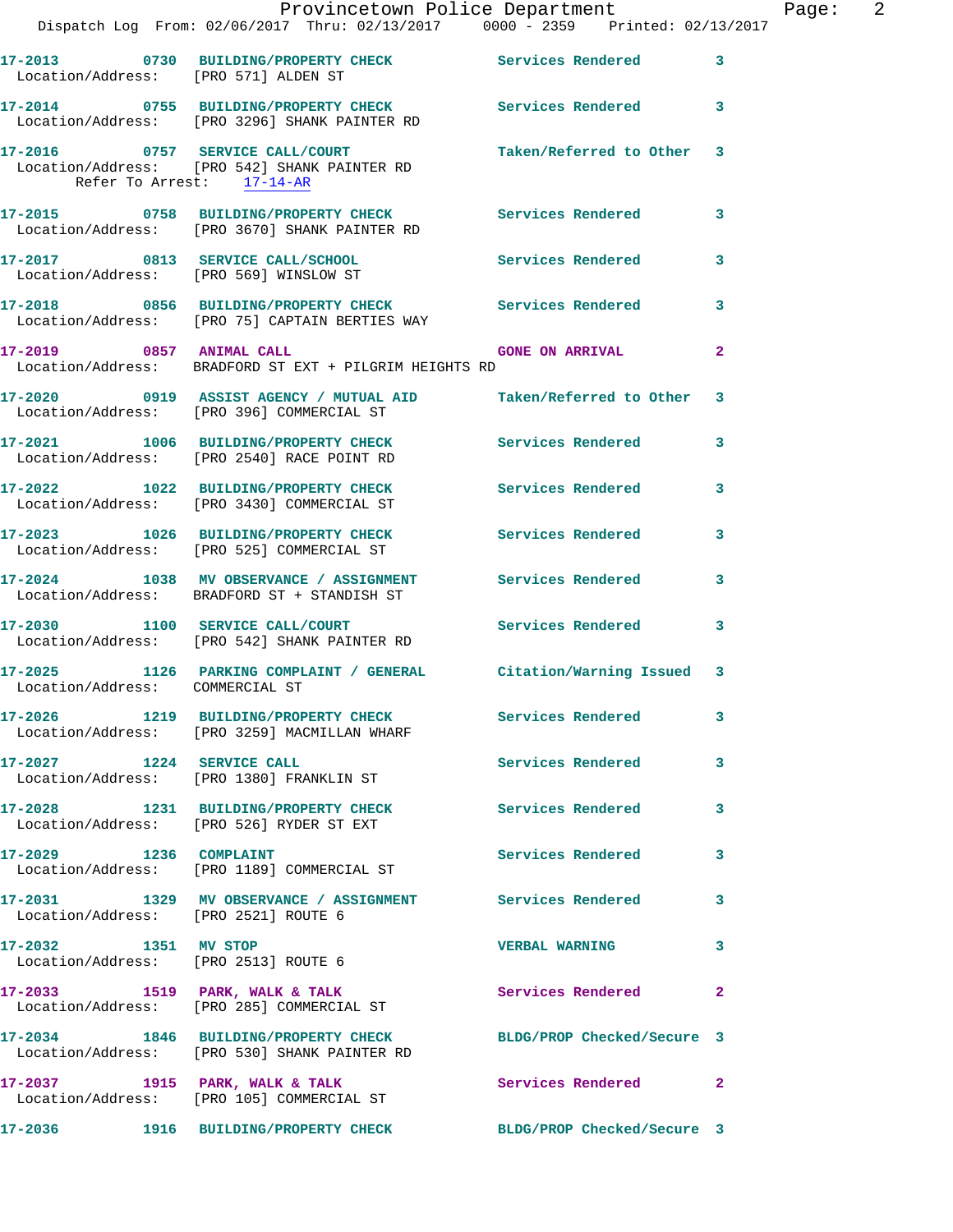17-2013 0730 BUILDING/PROPERTY CHECK Services Rendered 3
Location/Address: [PRO 571] ALDEN ST

17-2014 0755 BUILDING/PROPERTY CHECK Services Rendered 3
Location/Address: [PRO 3296] SHANK PAINTER RD

17-2016 0757 SERVICE CALL/COURT Taken/Referred to Other 3
Location/Address: [PRO 542] SHANK PAINTER RD
Refer To Arrest: 17-14-AR

17-2015 0758 BUILDING/PROPERTY CHECK Services Rendered 3
Location/Address: [PRO 3670] SHANK PAINTER RD

17-2017 0813 SERVICE CALL/SCHOOL Services Rendered 3
Location/Address: [PRO 569] WINSLOW ST

17-2018 0856 BUILDING/PROPERTY CHECK Services Rendered 3
Location/Address: [PRO 75] CAPTAIN BERTIES WAY

17-2019 0857 ANIMAL CALL GONE ON ARRIVAL 2
Location/Address: BRADFORD ST EXT + PILGRIM HEIGHTS RD

17-2020 0919 ASSIST AGENCY / MUTUAL AID Taken/Referred to Other 3
Location/Address: [PRO 396] COMMERCIAL ST

17-2021 1006 BUILDING/PROPERTY CHECK Services Rendered 3
Location/Address: [PRO 2540] RACE POINT RD

17-2022 1022 BUILDING/PROPERTY CHECK Services Rendered 3
Location/Address: [PRO 3430] COMMERCIAL ST

17-2023 1026 BUILDING/PROPERTY CHECK Services Rendered 3
Location/Address: [PRO 525] COMMERCIAL ST

17-2024 1038 MV OBSERVANCE / ASSIGNMENT Services Rendered 3
Location/Address: BRADFORD ST + STANDISH ST

17-2030 1100 SERVICE CALL/COURT Services Rendered 3
Location/Address: [PRO 542] SHANK PAINTER RD

17-2025 1126 PARKING COMPLAINT / GENERAL Citation/Warning Issued 3
Location/Address: COMMERCIAL ST

17-2026 1219 BUILDING/PROPERTY CHECK Services Rendered 3
Location/Address: [PRO 3259] MACMILLAN WHARF

17-2027 1224 SERVICE CALL Services Rendered 3
Location/Address: [PRO 1380] FRANKLIN ST

17-2028 1231 BUILDING/PROPERTY CHECK Services Rendered 3
Location/Address: [PRO 526] RYDER ST EXT

17-2029 1236 COMPLAINT Services Rendered 3
Location/Address: [PRO 1189] COMMERCIAL ST

17-2031 1329 MV OBSERVANCE / ASSIGNMENT Services Rendered 3
Location/Address: [PRO 2521] ROUTE 6

17-2032 1351 MV STOP VERBAL WARNING 3
Location/Address: [PRO 2513] ROUTE 6

17-2033 1519 PARK, WALK & TALK Services Rendered 2
Location/Address: [PRO 285] COMMERCIAL ST

17-2034 1846 BUILDING/PROPERTY CHECK BLDG/PROP Checked/Secure 3
Location/Address: [PRO 530] SHANK PAINTER RD

17-2037 1915 PARK, WALK & TALK Services Rendered 2
Location/Address: [PRO 105] COMMERCIAL ST

17-2036 1916 BUILDING/PROPERTY CHECK BLDG/PROP Checked/Secure 3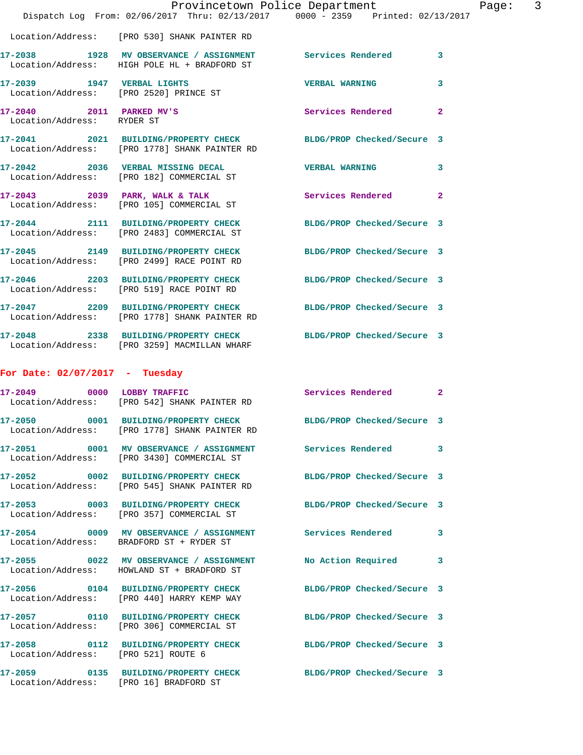Location/Address: [PRO 530] SHANK PAINTER RD

**17-2038 1928 MV OBSERVANCE / ASSIGNMENT** Services Rendered 3
Location/Address: HIGH POLE HL + BRADFORD ST

**17-2039 1947 VERBAL LIGHTS** VERBAL WARNING 3
Location/Address: [PRO 2520] PRINCE ST

**17-2040 2011 PARKED MV'S** Services Rendered 2
Location/Address: RYDER ST

**17-2041 2021 BUILDING/PROPERTY CHECK** BLDG/PROP Checked/Secure 3
Location/Address: [PRO 1778] SHANK PAINTER RD

**17-2042 2036 VERBAL MISSING DECAL** VERBAL WARNING 3
Location/Address: [PRO 182] COMMERCIAL ST

**17-2043 2039 PARK, WALK & TALK** Services Rendered 2
Location/Address: [PRO 105] COMMERCIAL ST

**17-2044 2111 BUILDING/PROPERTY CHECK** BLDG/PROP Checked/Secure 3
Location/Address: [PRO 2483] COMMERCIAL ST

**17-2045 2149 BUILDING/PROPERTY CHECK** BLDG/PROP Checked/Secure 3
Location/Address: [PRO 2499] RACE POINT RD

**17-2046 2203 BUILDING/PROPERTY CHECK** BLDG/PROP Checked/Secure 3
Location/Address: [PRO 519] RACE POINT RD

**17-2047 2209 BUILDING/PROPERTY CHECK** BLDG/PROP Checked/Secure 3
Location/Address: [PRO 1778] SHANK PAINTER RD

**17-2048 2338 BUILDING/PROPERTY CHECK** BLDG/PROP Checked/Secure 3
Location/Address: [PRO 3259] MACMILLAN WHARF

## For Date: 02/07/2017 - Tuesday

**17-2049 0000 LOBBY TRAFFIC** Services Rendered 2
Location/Address: [PRO 542] SHANK PAINTER RD

**17-2050 0001 BUILDING/PROPERTY CHECK** BLDG/PROP Checked/Secure 3
Location/Address: [PRO 1778] SHANK PAINTER RD

**17-2051 0001 MV OBSERVANCE / ASSIGNMENT** Services Rendered 3
Location/Address: [PRO 3430] COMMERCIAL ST

**17-2052 0002 BUILDING/PROPERTY CHECK** BLDG/PROP Checked/Secure 3
Location/Address: [PRO 545] SHANK PAINTER RD

**17-2053 0003 BUILDING/PROPERTY CHECK** BLDG/PROP Checked/Secure 3
Location/Address: [PRO 357] COMMERCIAL ST

**17-2054 0009 MV OBSERVANCE / ASSIGNMENT** Services Rendered 3
Location/Address: BRADFORD ST + RYDER ST

**17-2055 0022 MV OBSERVANCE / ASSIGNMENT** No Action Required 3
Location/Address: HOWLAND ST + BRADFORD ST

**17-2056 0104 BUILDING/PROPERTY CHECK** BLDG/PROP Checked/Secure 3
Location/Address: [PRO 440] HARRY KEMP WAY

**17-2057 0110 BUILDING/PROPERTY CHECK** BLDG/PROP Checked/Secure 3
Location/Address: [PRO 306] COMMERCIAL ST

**17-2058 0112 BUILDING/PROPERTY CHECK** BLDG/PROP Checked/Secure 3
Location/Address: [PRO 521] ROUTE 6

**17-2059 0135 BUILDING/PROPERTY CHECK** BLDG/PROP Checked/Secure 3
Location/Address: [PRO 16] BRADFORD ST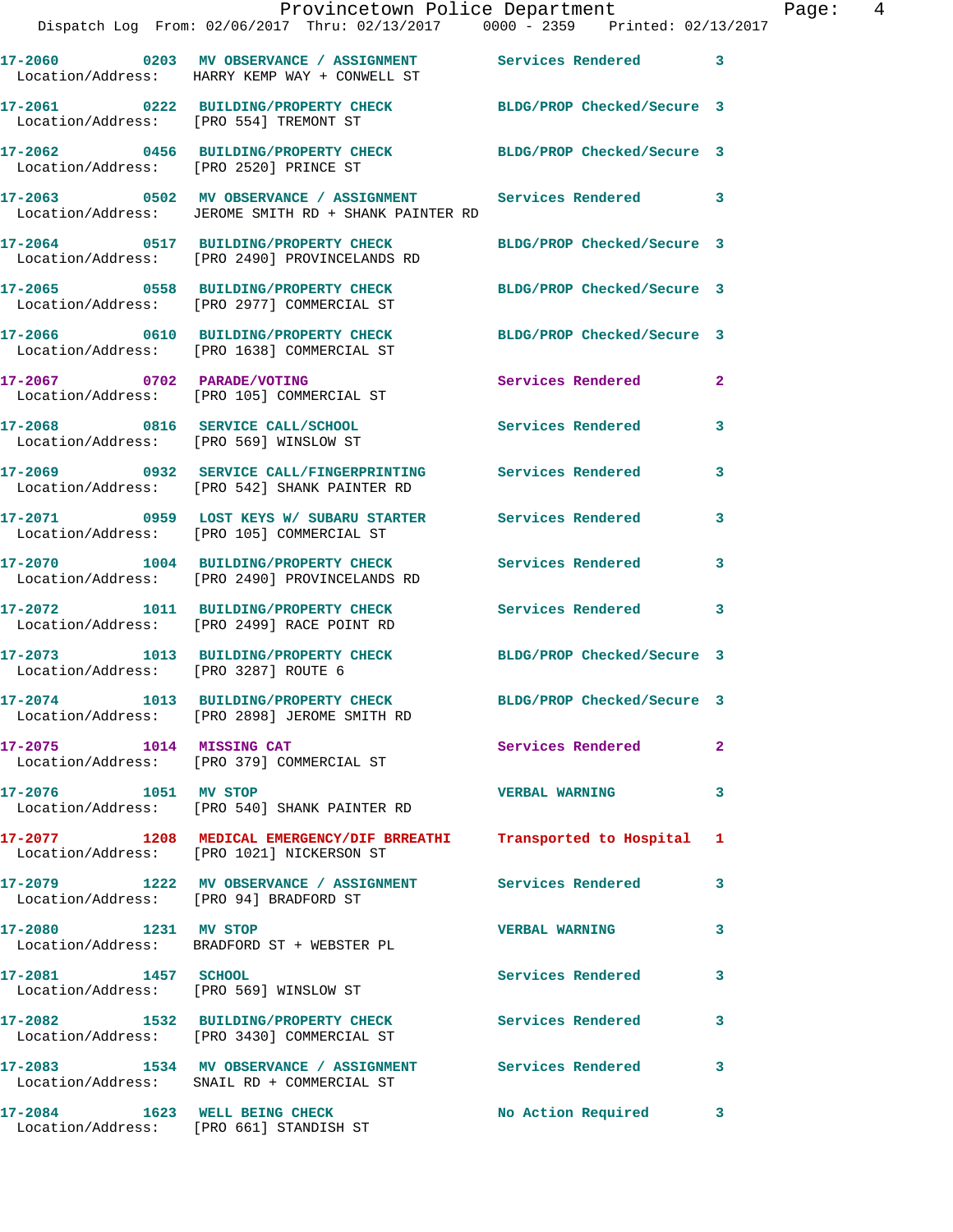17-2060 0203 MV OBSERVANCE / ASSIGNMENT Services Rendered 3
Location/Address: HARRY KEMP WAY + CONWELL ST

17-2061 0222 BUILDING/PROPERTY CHECK BLDG/PROP Checked/Secure 3
Location/Address: [PRO 554] TREMONT ST

17-2062 0456 BUILDING/PROPERTY CHECK BLDG/PROP Checked/Secure 3
Location/Address: [PRO 2520] PRINCE ST

17-2063 0502 MV OBSERVANCE / ASSIGNMENT Services Rendered 3
Location/Address: JEROME SMITH RD + SHANK PAINTER RD

17-2064 0517 BUILDING/PROPERTY CHECK BLDG/PROP Checked/Secure 3
Location/Address: [PRO 2490] PROVINCELANDS RD

17-2065 0558 BUILDING/PROPERTY CHECK BLDG/PROP Checked/Secure 3
Location/Address: [PRO 2977] COMMERCIAL ST

17-2066 0610 BUILDING/PROPERTY CHECK BLDG/PROP Checked/Secure 3
Location/Address: [PRO 1638] COMMERCIAL ST

17-2067 0702 PARADE/VOTING Services Rendered 2
Location/Address: [PRO 105] COMMERCIAL ST

17-2068 0816 SERVICE CALL/SCHOOL Services Rendered 3
Location/Address: [PRO 569] WINSLOW ST

17-2069 0932 SERVICE CALL/FINGERPRINTING Services Rendered 3
Location/Address: [PRO 542] SHANK PAINTER RD

17-2071 0959 LOST KEYS W/ SUBARU STARTER Services Rendered 3
Location/Address: [PRO 105] COMMERCIAL ST

17-2070 1004 BUILDING/PROPERTY CHECK Services Rendered 3
Location/Address: [PRO 2490] PROVINCELANDS RD

17-2072 1011 BUILDING/PROPERTY CHECK Services Rendered 3
Location/Address: [PRO 2499] RACE POINT RD

17-2073 1013 BUILDING/PROPERTY CHECK BLDG/PROP Checked/Secure 3
Location/Address: [PRO 3287] ROUTE 6

17-2074 1013 BUILDING/PROPERTY CHECK BLDG/PROP Checked/Secure 3
Location/Address: [PRO 2898] JEROME SMITH RD

17-2075 1014 MISSING CAT Services Rendered 2
Location/Address: [PRO 379] COMMERCIAL ST

17-2076 1051 MV STOP VERBAL WARNING 3
Location/Address: [PRO 540] SHANK PAINTER RD

17-2077 1208 MEDICAL EMERGENCY/DIF BRREATHI Transported to Hospital 1
Location/Address: [PRO 1021] NICKERSON ST

17-2079 1222 MV OBSERVANCE / ASSIGNMENT Services Rendered 3
Location/Address: [PRO 94] BRADFORD ST

17-2080 1231 MV STOP VERBAL WARNING 3
Location/Address: BRADFORD ST + WEBSTER PL

17-2081 1457 SCHOOL Services Rendered 3
Location/Address: [PRO 569] WINSLOW ST

17-2082 1532 BUILDING/PROPERTY CHECK Services Rendered 3
Location/Address: [PRO 3430] COMMERCIAL ST

17-2083 1534 MV OBSERVANCE / ASSIGNMENT Services Rendered 3
Location/Address: SNAIL RD + COMMERCIAL ST

17-2084 1623 WELL BEING CHECK No Action Required 3
Location/Address: [PRO 661] STANDISH ST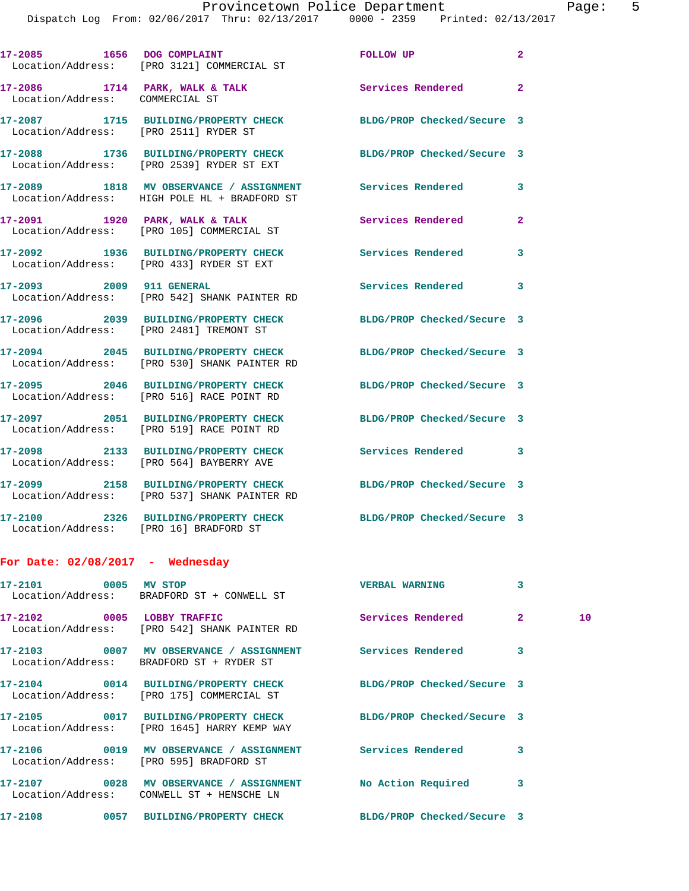17-2085 1656 DOG COMPLAINT FOLLOW UP 2
Location/Address: [PRO 3121] COMMERCIAL ST

17-2086 1714 PARK, WALK & TALK Services Rendered 2
Location/Address: COMMERCIAL ST

17-2087 1715 BUILDING/PROPERTY CHECK BLDG/PROP Checked/Secure 3
Location/Address: [PRO 2511] RYDER ST

17-2088 1736 BUILDING/PROPERTY CHECK BLDG/PROP Checked/Secure 3
Location/Address: [PRO 2539] RYDER ST EXT

17-2089 1818 MV OBSERVANCE / ASSIGNMENT Services Rendered 3
Location/Address: HIGH POLE HL + BRADFORD ST

17-2091 1920 PARK, WALK & TALK Services Rendered 2
Location/Address: [PRO 105] COMMERCIAL ST

17-2092 1936 BUILDING/PROPERTY CHECK Services Rendered 3
Location/Address: [PRO 433] RYDER ST EXT

17-2093 2009 911 GENERAL Services Rendered 3
Location/Address: [PRO 542] SHANK PAINTER RD

17-2096 2039 BUILDING/PROPERTY CHECK BLDG/PROP Checked/Secure 3
Location/Address: [PRO 2481] TREMONT ST

17-2094 2045 BUILDING/PROPERTY CHECK BLDG/PROP Checked/Secure 3
Location/Address: [PRO 530] SHANK PAINTER RD

17-2095 2046 BUILDING/PROPERTY CHECK BLDG/PROP Checked/Secure 3
Location/Address: [PRO 516] RACE POINT RD

17-2097 2051 BUILDING/PROPERTY CHECK BLDG/PROP Checked/Secure 3
Location/Address: [PRO 519] RACE POINT RD

17-2098 2133 BUILDING/PROPERTY CHECK Services Rendered 3
Location/Address: [PRO 564] BAYBERRY AVE

17-2099 2158 BUILDING/PROPERTY CHECK BLDG/PROP Checked/Secure 3
Location/Address: [PRO 537] SHANK PAINTER RD

17-2100 2326 BUILDING/PROPERTY CHECK BLDG/PROP Checked/Secure 3
Location/Address: [PRO 16] BRADFORD ST

**For Date: 02/08/2017 - Wednesday**

17-2101 0005 MV STOP VERBAL WARNING 3
Location/Address: BRADFORD ST + CONWELL ST

17-2102 0005 LOBBY TRAFFIC Services Rendered 2 10
Location/Address: [PRO 542] SHANK PAINTER RD

17-2103 0007 MV OBSERVANCE / ASSIGNMENT Services Rendered 3
Location/Address: BRADFORD ST + RYDER ST

17-2104 0014 BUILDING/PROPERTY CHECK BLDG/PROP Checked/Secure 3
Location/Address: [PRO 175] COMMERCIAL ST

17-2105 0017 BUILDING/PROPERTY CHECK BLDG/PROP Checked/Secure 3
Location/Address: [PRO 1645] HARRY KEMP WAY

17-2106 0019 MV OBSERVANCE / ASSIGNMENT Services Rendered 3
Location/Address: [PRO 595] BRADFORD ST

17-2107 0028 MV OBSERVANCE / ASSIGNMENT No Action Required 3
Location/Address: CONWELL ST + HENSCHE LN

17-2108 0057 BUILDING/PROPERTY CHECK BLDG/PROP Checked/Secure 3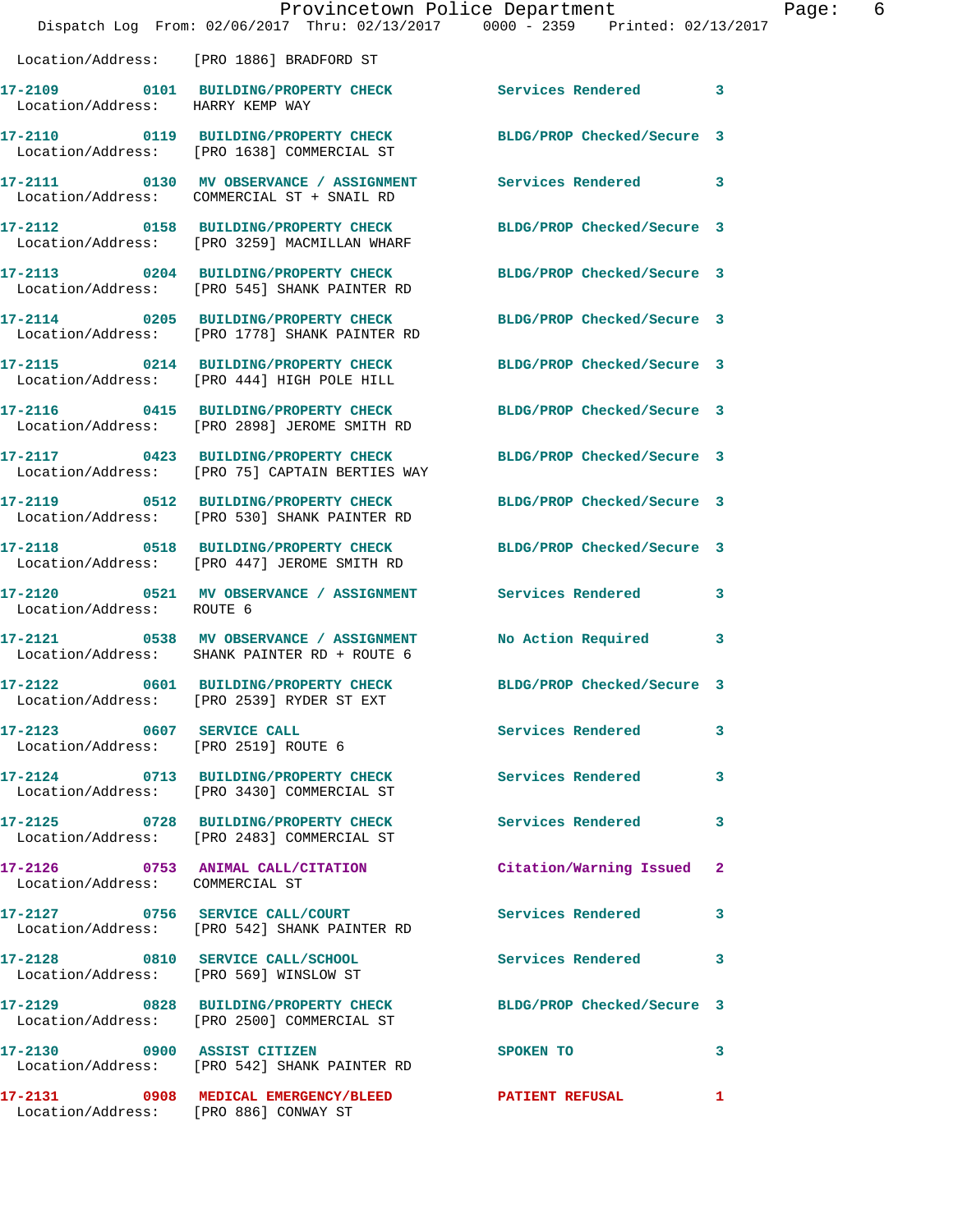Location/Address: [PRO 1886] BRADFORD ST

**17-2109 0101 BUILDING/PROPERTY CHECK** Services Rendered 3
Location/Address: HARRY KEMP WAY

**17-2110 0119 BUILDING/PROPERTY CHECK** BLDG/PROP Checked/Secure 3
Location/Address: [PRO 1638] COMMERCIAL ST

**17-2111 0130 MV OBSERVANCE / ASSIGNMENT** Services Rendered 3
Location/Address: COMMERCIAL ST + SNAIL RD

**17-2112 0158 BUILDING/PROPERTY CHECK** BLDG/PROP Checked/Secure 3
Location/Address: [PRO 3259] MACMILLAN WHARF

**17-2113 0204 BUILDING/PROPERTY CHECK** BLDG/PROP Checked/Secure 3
Location/Address: [PRO 545] SHANK PAINTER RD

**17-2114 0205 BUILDING/PROPERTY CHECK** BLDG/PROP Checked/Secure 3
Location/Address: [PRO 1778] SHANK PAINTER RD

**17-2115 0214 BUILDING/PROPERTY CHECK** BLDG/PROP Checked/Secure 3
Location/Address: [PRO 444] HIGH POLE HILL

**17-2116 0415 BUILDING/PROPERTY CHECK** BLDG/PROP Checked/Secure 3
Location/Address: [PRO 2898] JEROME SMITH RD

**17-2117 0423 BUILDING/PROPERTY CHECK** BLDG/PROP Checked/Secure 3
Location/Address: [PRO 75] CAPTAIN BERTIES WAY

**17-2119 0512 BUILDING/PROPERTY CHECK** BLDG/PROP Checked/Secure 3
Location/Address: [PRO 530] SHANK PAINTER RD

**17-2118 0518 BUILDING/PROPERTY CHECK** BLDG/PROP Checked/Secure 3
Location/Address: [PRO 447] JEROME SMITH RD

**17-2120 0521 MV OBSERVANCE / ASSIGNMENT** Services Rendered 3
Location/Address: ROUTE 6

**17-2121 0538 MV OBSERVANCE / ASSIGNMENT** No Action Required 3
Location/Address: SHANK PAINTER RD + ROUTE 6

**17-2122 0601 BUILDING/PROPERTY CHECK** BLDG/PROP Checked/Secure 3
Location/Address: [PRO 2539] RYDER ST EXT

**17-2123 0607 SERVICE CALL** Services Rendered 3
Location/Address: [PRO 2519] ROUTE 6

**17-2124 0713 BUILDING/PROPERTY CHECK** Services Rendered 3
Location/Address: [PRO 3430] COMMERCIAL ST

**17-2125 0728 BUILDING/PROPERTY CHECK** Services Rendered 3
Location/Address: [PRO 2483] COMMERCIAL ST

**17-2126 0753 ANIMAL CALL/CITATION** Citation/Warning Issued 2
Location/Address: COMMERCIAL ST

**17-2127 0756 SERVICE CALL/COURT** Services Rendered 3
Location/Address: [PRO 542] SHANK PAINTER RD

**17-2128 0810 SERVICE CALL/SCHOOL** Services Rendered 3
Location/Address: [PRO 569] WINSLOW ST

**17-2129 0828 BUILDING/PROPERTY CHECK** BLDG/PROP Checked/Secure 3
Location/Address: [PRO 2500] COMMERCIAL ST

**17-2130 0900 ASSIST CITIZEN** SPOKEN TO 3
Location/Address: [PRO 542] SHANK PAINTER RD

**17-2131 0908 MEDICAL EMERGENCY/BLEED** PATIENT REFUSAL 1
Location/Address: [PRO 886] CONWAY ST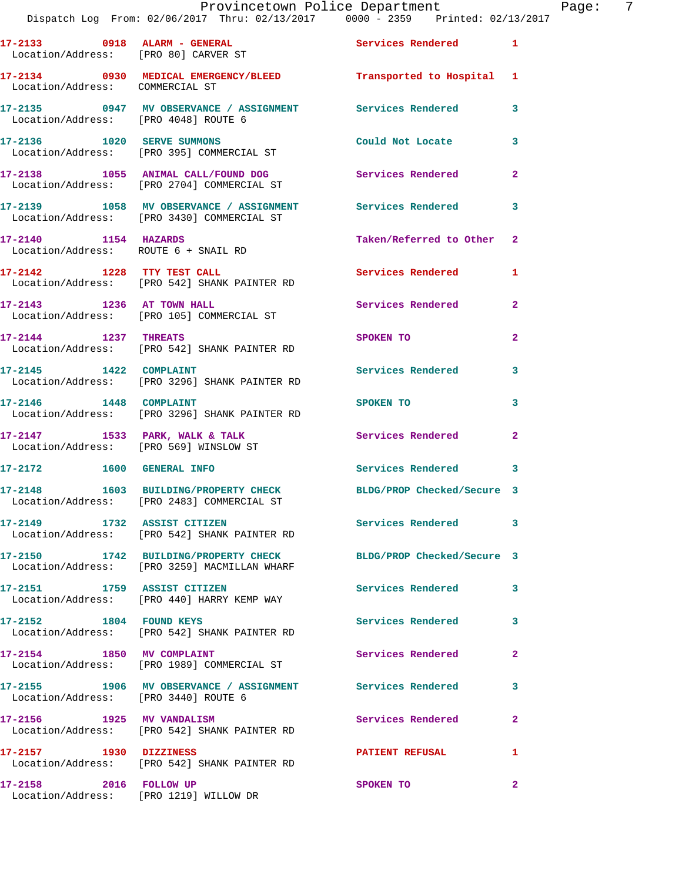17-2133 0918 ALARM - GENERAL Services Rendered 1
Location/Address: [PRO 80] CARVER ST

17-2134 0930 MEDICAL EMERGENCY/BLEED Transported to Hospital 1
Location/Address: COMMERCIAL ST

17-2135 0947 MV OBSERVANCE / ASSIGNMENT Services Rendered 3
Location/Address: [PRO 4048] ROUTE 6

17-2136 1020 SERVE SUMMONS Could Not Locate 3
Location/Address: [PRO 395] COMMERCIAL ST

17-2138 1055 ANIMAL CALL/FOUND DOG Services Rendered 2
Location/Address: [PRO 2704] COMMERCIAL ST

17-2139 1058 MV OBSERVANCE / ASSIGNMENT Services Rendered 3
Location/Address: [PRO 3430] COMMERCIAL ST

17-2140 1154 HAZARDS Taken/Referred to Other 2
Location/Address: ROUTE 6 + SNAIL RD

17-2142 1228 TTY TEST CALL Services Rendered 1
Location/Address: [PRO 542] SHANK PAINTER RD

17-2143 1236 AT TOWN HALL Services Rendered 2
Location/Address: [PRO 105] COMMERCIAL ST

17-2144 1237 THREATS SPOKEN TO 2
Location/Address: [PRO 542] SHANK PAINTER RD

17-2145 1422 COMPLAINT Services Rendered 3
Location/Address: [PRO 3296] SHANK PAINTER RD

17-2146 1448 COMPLAINT SPOKEN TO 3
Location/Address: [PRO 3296] SHANK PAINTER RD

17-2147 1533 PARK, WALK & TALK Services Rendered 2
Location/Address: [PRO 569] WINSLOW ST

17-2172 1600 GENERAL INFO Services Rendered 3

17-2148 1603 BUILDING/PROPERTY CHECK BLDG/PROP Checked/Secure 3
Location/Address: [PRO 2483] COMMERCIAL ST

17-2149 1732 ASSIST CITIZEN Services Rendered 3
Location/Address: [PRO 542] SHANK PAINTER RD

17-2150 1742 BUILDING/PROPERTY CHECK BLDG/PROP Checked/Secure 3
Location/Address: [PRO 3259] MACMILLAN WHARF

17-2151 1759 ASSIST CITIZEN Services Rendered 3
Location/Address: [PRO 440] HARRY KEMP WAY

17-2152 1804 FOUND KEYS Services Rendered 3
Location/Address: [PRO 542] SHANK PAINTER RD

17-2154 1850 MV COMPLAINT Services Rendered 2
Location/Address: [PRO 1989] COMMERCIAL ST

17-2155 1906 MV OBSERVANCE / ASSIGNMENT Services Rendered 3
Location/Address: [PRO 3440] ROUTE 6

17-2156 1925 MV VANDALISM Services Rendered 2
Location/Address: [PRO 542] SHANK PAINTER RD

17-2157 1930 DIZZINESS PATIENT REFUSAL 1
Location/Address: [PRO 542] SHANK PAINTER RD

17-2158 2016 FOLLOW UP SPOKEN TO 2
Location/Address: [PRO 1219] WILLOW DR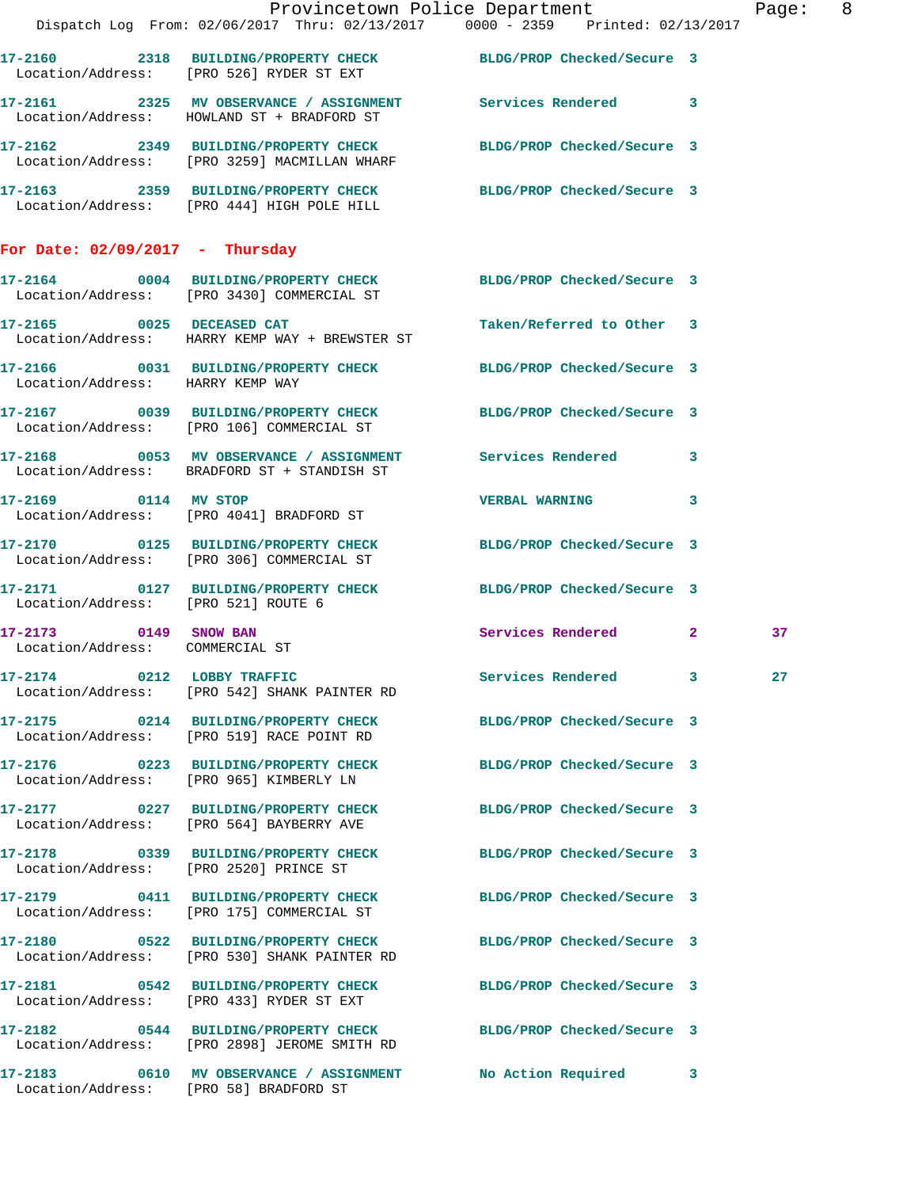17-2160 2318 BUILDING/PROPERTY CHECK BLDG/PROP Checked/Secure 3
Location/Address: [PRO 526] RYDER ST EXT

17-2161 2325 MV OBSERVANCE / ASSIGNMENT Services Rendered 3
Location/Address: HOWLAND ST + BRADFORD ST

17-2162 2349 BUILDING/PROPERTY CHECK BLDG/PROP Checked/Secure 3
Location/Address: [PRO 3259] MACMILLAN WHARF

17-2163 2359 BUILDING/PROPERTY CHECK BLDG/PROP Checked/Secure 3
Location/Address: [PRO 444] HIGH POLE HILL

## For Date: 02/09/2017 - Thursday

17-2164 0004 BUILDING/PROPERTY CHECK BLDG/PROP Checked/Secure 3
Location/Address: [PRO 3430] COMMERCIAL ST

17-2165 0025 DECEASED CAT Taken/Referred to Other 3
Location/Address: HARRY KEMP WAY + BREWSTER ST

17-2166 0031 BUILDING/PROPERTY CHECK BLDG/PROP Checked/Secure 3
Location/Address: HARRY KEMP WAY

17-2167 0039 BUILDING/PROPERTY CHECK BLDG/PROP Checked/Secure 3
Location/Address: [PRO 106] COMMERCIAL ST

17-2168 0053 MV OBSERVANCE / ASSIGNMENT Services Rendered 3
Location/Address: BRADFORD ST + STANDISH ST

17-2169 0114 MV STOP VERBAL WARNING 3
Location/Address: [PRO 4041] BRADFORD ST

17-2170 0125 BUILDING/PROPERTY CHECK BLDG/PROP Checked/Secure 3
Location/Address: [PRO 306] COMMERCIAL ST

17-2171 0127 BUILDING/PROPERTY CHECK BLDG/PROP Checked/Secure 3
Location/Address: [PRO 521] ROUTE 6

17-2173 0149 SNOW BAN Services Rendered 2 37
Location/Address: COMMERCIAL ST

17-2174 0212 LOBBY TRAFFIC Services Rendered 3 27
Location/Address: [PRO 542] SHANK PAINTER RD

17-2175 0214 BUILDING/PROPERTY CHECK BLDG/PROP Checked/Secure 3
Location/Address: [PRO 519] RACE POINT RD

17-2176 0223 BUILDING/PROPERTY CHECK BLDG/PROP Checked/Secure 3
Location/Address: [PRO 965] KIMBERLY LN

17-2177 0227 BUILDING/PROPERTY CHECK BLDG/PROP Checked/Secure 3
Location/Address: [PRO 564] BAYBERRY AVE

17-2178 0339 BUILDING/PROPERTY CHECK BLDG/PROP Checked/Secure 3
Location/Address: [PRO 2520] PRINCE ST

17-2179 0411 BUILDING/PROPERTY CHECK BLDG/PROP Checked/Secure 3
Location/Address: [PRO 175] COMMERCIAL ST

17-2180 0522 BUILDING/PROPERTY CHECK BLDG/PROP Checked/Secure 3
Location/Address: [PRO 530] SHANK PAINTER RD

17-2181 0542 BUILDING/PROPERTY CHECK BLDG/PROP Checked/Secure 3
Location/Address: [PRO 433] RYDER ST EXT

17-2182 0544 BUILDING/PROPERTY CHECK BLDG/PROP Checked/Secure 3
Location/Address: [PRO 2898] JEROME SMITH RD

17-2183 0610 MV OBSERVANCE / ASSIGNMENT No Action Required 3
Location/Address: [PRO 58] BRADFORD ST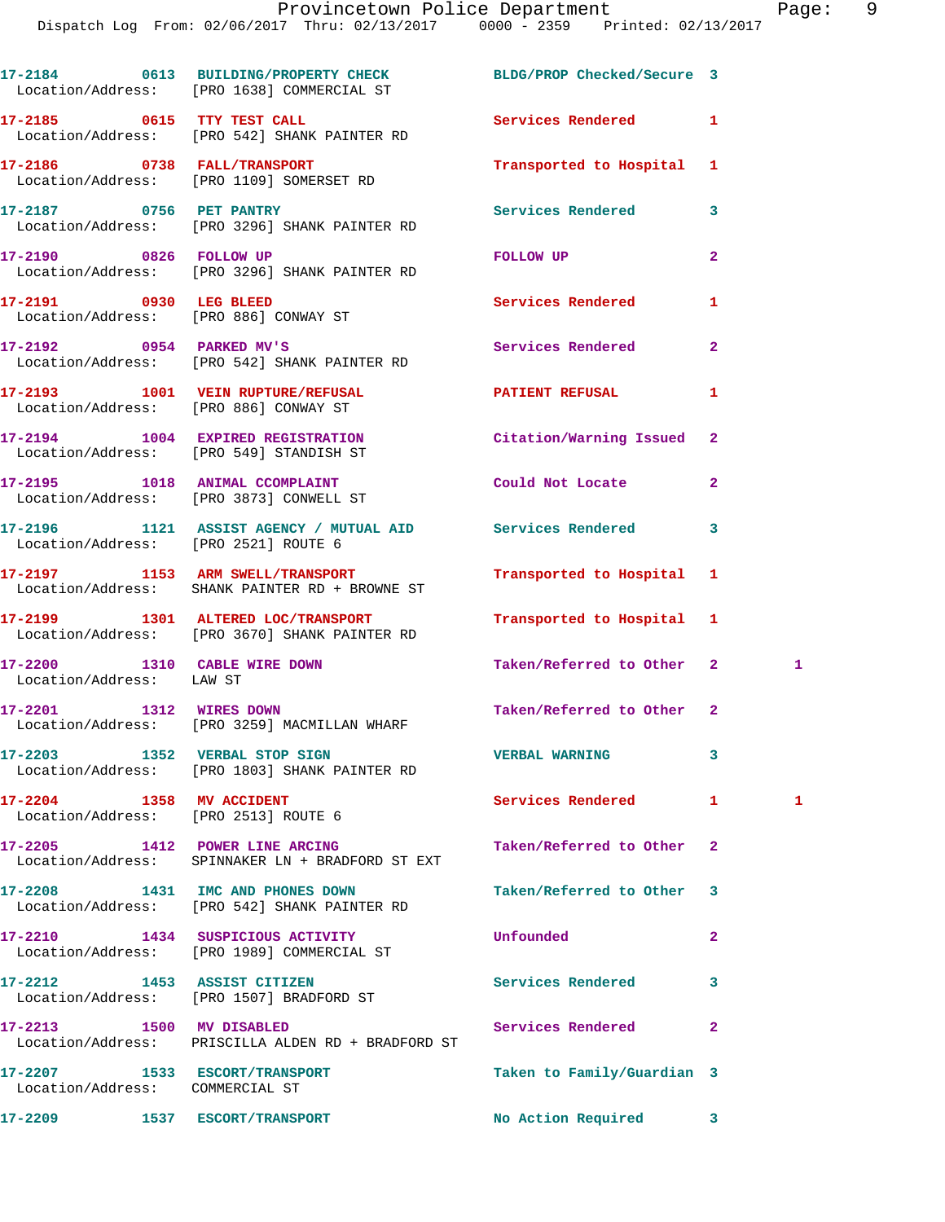17-2184 0613 BUILDING/PROPERTY CHECK BLDG/PROP Checked/Secure 3
Location/Address: [PRO 1638] COMMERCIAL ST

17-2185 0615 TTY TEST CALL Services Rendered 1
Location/Address: [PRO 542] SHANK PAINTER RD

17-2186 0738 FALL/TRANSPORT Transported to Hospital 1
Location/Address: [PRO 1109] SOMERSET RD

17-2187 0756 PET PANTRY Services Rendered 3
Location/Address: [PRO 3296] SHANK PAINTER RD

17-2190 0826 FOLLOW UP FOLLOW UP 2
Location/Address: [PRO 3296] SHANK PAINTER RD

17-2191 0930 LEG BLEED Services Rendered 1
Location/Address: [PRO 886] CONWAY ST

17-2192 0954 PARKED MV'S Services Rendered 2
Location/Address: [PRO 542] SHANK PAINTER RD

17-2193 1001 VEIN RUPTURE/REFUSAL PATIENT REFUSAL 1
Location/Address: [PRO 886] CONWAY ST

17-2194 1004 EXPIRED REGISTRATION Citation/Warning Issued 2
Location/Address: [PRO 549] STANDISH ST

17-2195 1018 ANIMAL CCOMPLAINT Could Not Locate 2
Location/Address: [PRO 3873] CONWELL ST

17-2196 1121 ASSIST AGENCY / MUTUAL AID Services Rendered 3
Location/Address: [PRO 2521] ROUTE 6

17-2197 1153 ARM SWELL/TRANSPORT Transported to Hospital 1
Location/Address: SHANK PAINTER RD + BROWNE ST

17-2199 1301 ALTERED LOC/TRANSPORT Transported to Hospital 1
Location/Address: [PRO 3670] SHANK PAINTER RD

17-2200 1310 CABLE WIRE DOWN Taken/Referred to Other 2 1
Location/Address: LAW ST

17-2201 1312 WIRES DOWN Taken/Referred to Other 2
Location/Address: [PRO 3259] MACMILLAN WHARF

17-2203 1352 VERBAL STOP SIGN VERBAL WARNING 3
Location/Address: [PRO 1803] SHANK PAINTER RD

17-2204 1358 MV ACCIDENT Services Rendered 1 1
Location/Address: [PRO 2513] ROUTE 6

17-2205 1412 POWER LINE ARCING Taken/Referred to Other 2
Location/Address: SPINNAKER LN + BRADFORD ST EXT

17-2208 1431 IMC AND PHONES DOWN Taken/Referred to Other 3
Location/Address: [PRO 542] SHANK PAINTER RD

17-2210 1434 SUSPICIOUS ACTIVITY Unfounded 2
Location/Address: [PRO 1989] COMMERCIAL ST

17-2212 1453 ASSIST CITIZEN Services Rendered 3
Location/Address: [PRO 1507] BRADFORD ST

17-2213 1500 MV DISABLED Services Rendered 2
Location/Address: PRISCILLA ALDEN RD + BRADFORD ST

17-2207 1533 ESCORT/TRANSPORT Taken to Family/Guardian 3
Location/Address: COMMERCIAL ST

17-2209 1537 ESCORT/TRANSPORT No Action Required 3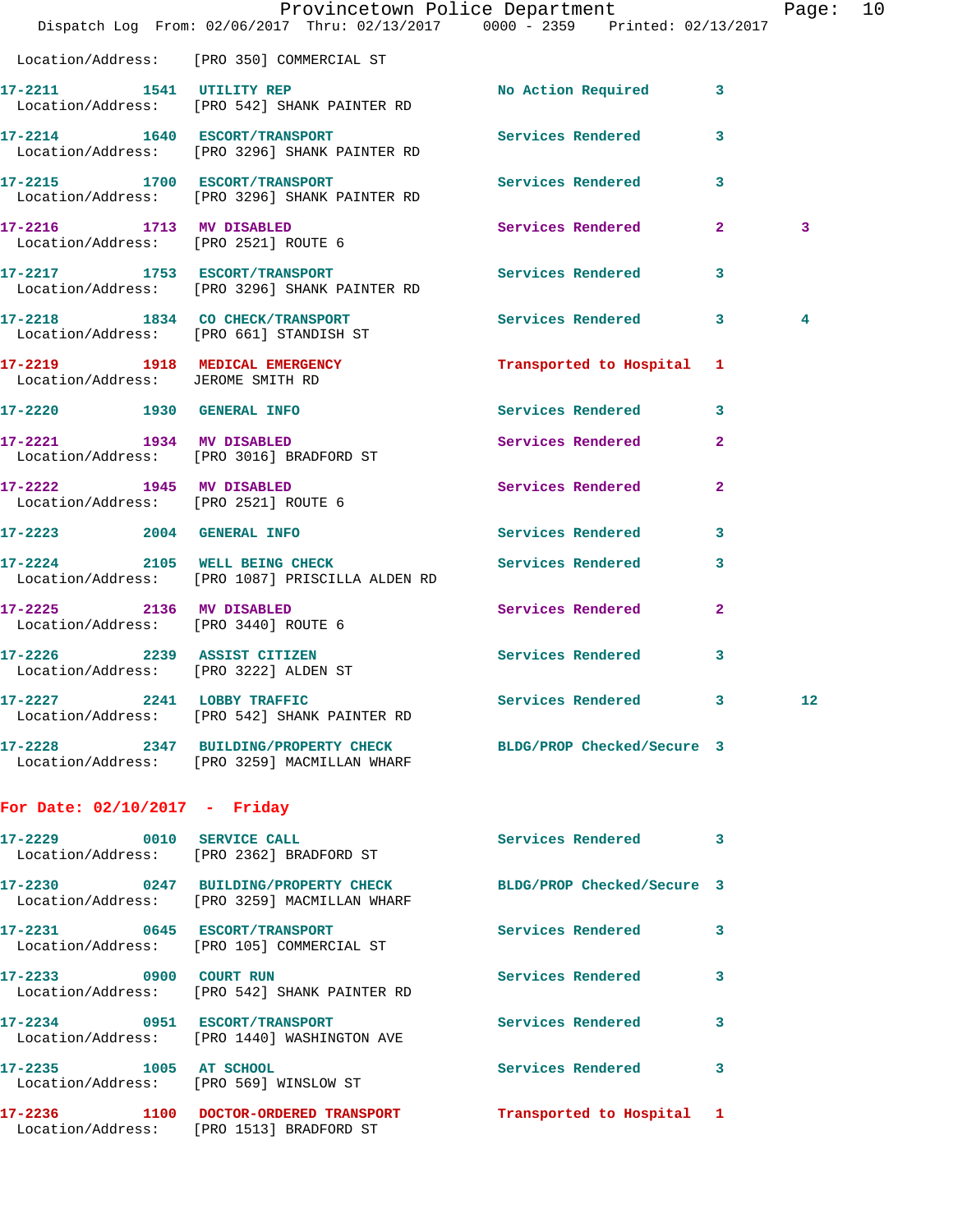Location/Address: [PRO 350] COMMERCIAL ST

| Call # | Time | Call Reason | Action | Priority | |
|---|---|---|---|---|---|
| 17-2211 | 1541 | UTILITY REP | No Action Required | 3 | |
| | | Location/Address: [PRO 542] SHANK PAINTER RD | | | |
| 17-2214 | 1640 | ESCORT/TRANSPORT | Services Rendered | 3 | |
| | | Location/Address: [PRO 3296] SHANK PAINTER RD | | | |
| 17-2215 | 1700 | ESCORT/TRANSPORT | Services Rendered | 3 | |
| | | Location/Address: [PRO 3296] SHANK PAINTER RD | | | |
| 17-2216 | 1713 | MV DISABLED | Services Rendered | 2 | 3 |
| | | Location/Address: [PRO 2521] ROUTE 6 | | | |
| 17-2217 | 1753 | ESCORT/TRANSPORT | Services Rendered | 3 | |
| | | Location/Address: [PRO 3296] SHANK PAINTER RD | | | |
| 17-2218 | 1834 | CO CHECK/TRANSPORT | Services Rendered | 3 | 4 |
| | | Location/Address: [PRO 661] STANDISH ST | | | |
| 17-2219 | 1918 | MEDICAL EMERGENCY | Transported to Hospital | 1 | |
| | | Location/Address: JEROME SMITH RD | | | |
| 17-2220 | 1930 | GENERAL INFO | Services Rendered | 3 | |
| 17-2221 | 1934 | MV DISABLED | Services Rendered | 2 | |
| | | Location/Address: [PRO 3016] BRADFORD ST | | | |
| 17-2222 | 1945 | MV DISABLED | Services Rendered | 2 | |
| | | Location/Address: [PRO 2521] ROUTE 6 | | | |
| 17-2223 | 2004 | GENERAL INFO | Services Rendered | 3 | |
| 17-2224 | 2105 | WELL BEING CHECK | Services Rendered | 3 | |
| | | Location/Address: [PRO 1087] PRISCILLA ALDEN RD | | | |
| 17-2225 | 2136 | MV DISABLED | Services Rendered | 2 | |
| | | Location/Address: [PRO 3440] ROUTE 6 | | | |
| 17-2226 | 2239 | ASSIST CITIZEN | Services Rendered | 3 | |
| | | Location/Address: [PRO 3222] ALDEN ST | | | |
| 17-2227 | 2241 | LOBBY TRAFFIC | Services Rendered | 3 | 12 |
| | | Location/Address: [PRO 542] SHANK PAINTER RD | | | |
| 17-2228 | 2347 | BUILDING/PROPERTY CHECK | BLDG/PROP Checked/Secure | 3 | |
| | | Location/Address: [PRO 3259] MACMILLAN WHARF | | | |

## For Date: 02/10/2017 - Friday

| Call # | Time | Call Reason | Action | Priority |
|---|---|---|---|---|
| 17-2229 | 0010 | SERVICE CALL | Services Rendered | 3 |
| | | Location/Address: [PRO 2362] BRADFORD ST | | |
| 17-2230 | 0247 | BUILDING/PROPERTY CHECK | BLDG/PROP Checked/Secure | 3 |
| | | Location/Address: [PRO 3259] MACMILLAN WHARF | | |
| 17-2231 | 0645 | ESCORT/TRANSPORT | Services Rendered | 3 |
| | | Location/Address: [PRO 105] COMMERCIAL ST | | |
| 17-2233 | 0900 | COURT RUN | Services Rendered | 3 |
| | | Location/Address: [PRO 542] SHANK PAINTER RD | | |
| 17-2234 | 0951 | ESCORT/TRANSPORT | Services Rendered | 3 |
| | | Location/Address: [PRO 1440] WASHINGTON AVE | | |
| 17-2235 | 1005 | AT SCHOOL | Services Rendered | 3 |
| | | Location/Address: [PRO 569] WINSLOW ST | | |
| 17-2236 | 1100 | DOCTOR-ORDERED TRANSPORT | Transported to Hospital | 1 |
| | | Location/Address: [PRO 1513] BRADFORD ST | | |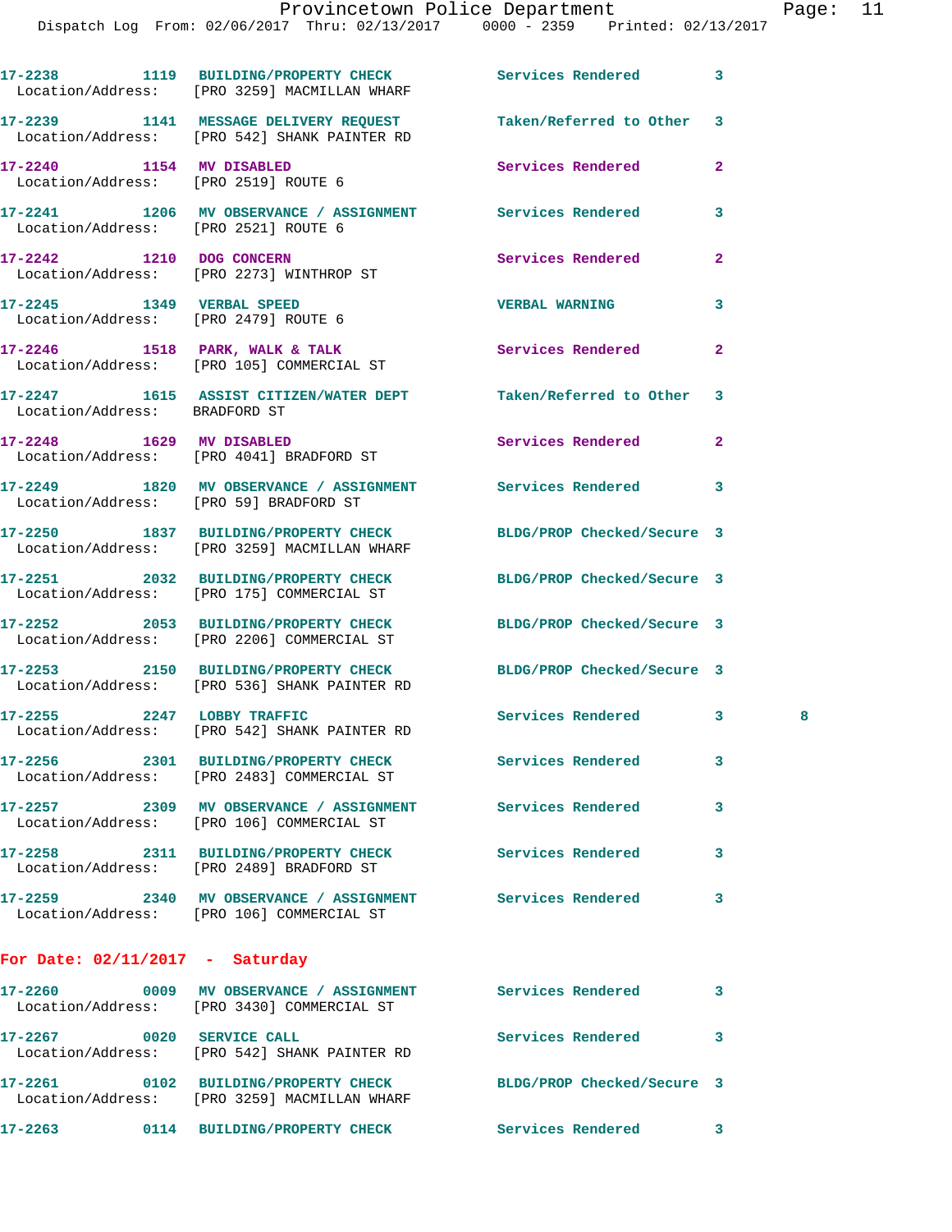17-2238 1119 BUILDING/PROPERTY CHECK Services Rendered 3
Location/Address: [PRO 3259] MACMILLAN WHARF

17-2239 1141 MESSAGE DELIVERY REQUEST Taken/Referred to Other 3
Location/Address: [PRO 542] SHANK PAINTER RD

17-2240 1154 MV DISABLED Services Rendered 2
Location/Address: [PRO 2519] ROUTE 6

17-2241 1206 MV OBSERVANCE / ASSIGNMENT Services Rendered 3
Location/Address: [PRO 2521] ROUTE 6

17-2242 1210 DOG CONCERN Services Rendered 2
Location/Address: [PRO 2273] WINTHROP ST

17-2245 1349 VERBAL SPEED VERBAL WARNING 3
Location/Address: [PRO 2479] ROUTE 6

17-2246 1518 PARK, WALK & TALK Services Rendered 2
Location/Address: [PRO 105] COMMERCIAL ST

17-2247 1615 ASSIST CITIZEN/WATER DEPT Taken/Referred to Other 3
Location/Address: BRADFORD ST

17-2248 1629 MV DISABLED Services Rendered 2
Location/Address: [PRO 4041] BRADFORD ST

17-2249 1820 MV OBSERVANCE / ASSIGNMENT Services Rendered 3
Location/Address: [PRO 59] BRADFORD ST

17-2250 1837 BUILDING/PROPERTY CHECK BLDG/PROP Checked/Secure 3
Location/Address: [PRO 3259] MACMILLAN WHARF

17-2251 2032 BUILDING/PROPERTY CHECK BLDG/PROP Checked/Secure 3
Location/Address: [PRO 175] COMMERCIAL ST

17-2252 2053 BUILDING/PROPERTY CHECK BLDG/PROP Checked/Secure 3
Location/Address: [PRO 2206] COMMERCIAL ST

17-2253 2150 BUILDING/PROPERTY CHECK BLDG/PROP Checked/Secure 3
Location/Address: [PRO 536] SHANK PAINTER RD

17-2255 2247 LOBBY TRAFFIC Services Rendered 3 8
Location/Address: [PRO 542] SHANK PAINTER RD

17-2256 2301 BUILDING/PROPERTY CHECK Services Rendered 3
Location/Address: [PRO 2483] COMMERCIAL ST

17-2257 2309 MV OBSERVANCE / ASSIGNMENT Services Rendered 3
Location/Address: [PRO 106] COMMERCIAL ST

17-2258 2311 BUILDING/PROPERTY CHECK Services Rendered 3
Location/Address: [PRO 2489] BRADFORD ST

17-2259 2340 MV OBSERVANCE / ASSIGNMENT Services Rendered 3
Location/Address: [PRO 106] COMMERCIAL ST

**For Date: 02/11/2017 - Saturday**

17-2260 0009 MV OBSERVANCE / ASSIGNMENT Services Rendered 3
Location/Address: [PRO 3430] COMMERCIAL ST

17-2267 0020 SERVICE CALL Services Rendered 3
Location/Address: [PRO 542] SHANK PAINTER RD

17-2261 0102 BUILDING/PROPERTY CHECK BLDG/PROP Checked/Secure 3
Location/Address: [PRO 3259] MACMILLAN WHARF

17-2263 0114 BUILDING/PROPERTY CHECK Services Rendered 3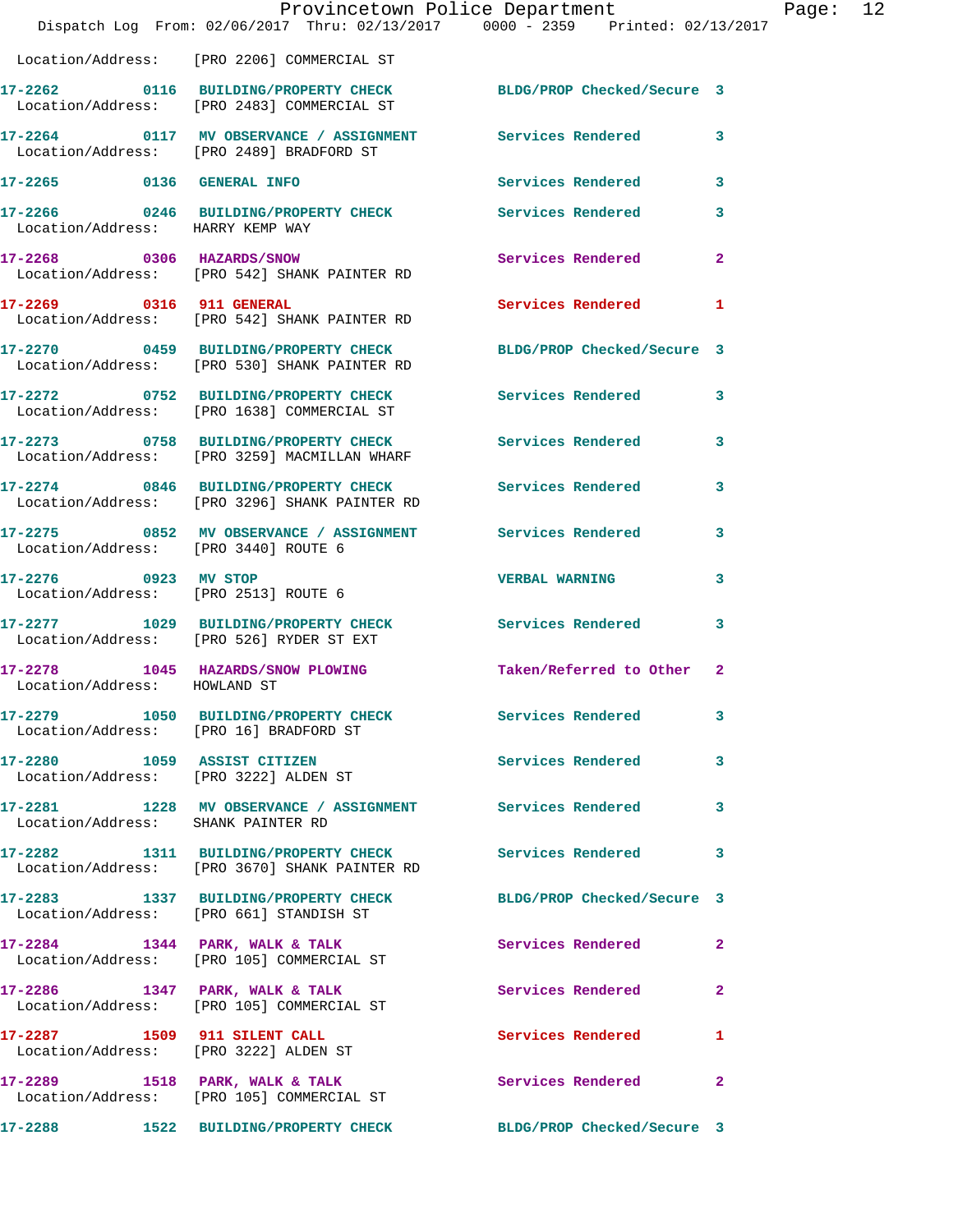Location/Address: [PRO 2206] COMMERCIAL ST

**17-2262 0116 BUILDING/PROPERTY CHECK** BLDG/PROP Checked/Secure 3
Location/Address: [PRO 2483] COMMERCIAL ST

**17-2264 0117 MV OBSERVANCE / ASSIGNMENT** Services Rendered 3
Location/Address: [PRO 2489] BRADFORD ST

**17-2265 0136 GENERAL INFO** Services Rendered 3

**17-2266 0246 BUILDING/PROPERTY CHECK** Services Rendered 3
Location/Address: HARRY KEMP WAY

**17-2268 0306 HAZARDS/SNOW** Services Rendered 2
Location/Address: [PRO 542] SHANK PAINTER RD

**17-2269 0316 911 GENERAL** Services Rendered 1
Location/Address: [PRO 542] SHANK PAINTER RD

**17-2270 0459 BUILDING/PROPERTY CHECK** BLDG/PROP Checked/Secure 3
Location/Address: [PRO 530] SHANK PAINTER RD

**17-2272 0752 BUILDING/PROPERTY CHECK** Services Rendered 3
Location/Address: [PRO 1638] COMMERCIAL ST

**17-2273 0758 BUILDING/PROPERTY CHECK** Services Rendered 3
Location/Address: [PRO 3259] MACMILLAN WHARF

**17-2274 0846 BUILDING/PROPERTY CHECK** Services Rendered 3
Location/Address: [PRO 3296] SHANK PAINTER RD

**17-2275 0852 MV OBSERVANCE / ASSIGNMENT** Services Rendered 3
Location/Address: [PRO 3440] ROUTE 6

**17-2276 0923 MV STOP** VERBAL WARNING 3
Location/Address: [PRO 2513] ROUTE 6

**17-2277 1029 BUILDING/PROPERTY CHECK** Services Rendered 3
Location/Address: [PRO 526] RYDER ST EXT

**17-2278 1045 HAZARDS/SNOW PLOWING** Taken/Referred to Other 2
Location/Address: HOWLAND ST

**17-2279 1050 BUILDING/PROPERTY CHECK** Services Rendered 3
Location/Address: [PRO 16] BRADFORD ST

**17-2280 1059 ASSIST CITIZEN** Services Rendered 3
Location/Address: [PRO 3222] ALDEN ST

**17-2281 1228 MV OBSERVANCE / ASSIGNMENT** Services Rendered 3
Location/Address: SHANK PAINTER RD

**17-2282 1311 BUILDING/PROPERTY CHECK** Services Rendered 3
Location/Address: [PRO 3670] SHANK PAINTER RD

**17-2283 1337 BUILDING/PROPERTY CHECK** BLDG/PROP Checked/Secure 3
Location/Address: [PRO 661] STANDISH ST

**17-2284 1344 PARK, WALK & TALK** Services Rendered 2
Location/Address: [PRO 105] COMMERCIAL ST

**17-2286 1347 PARK, WALK & TALK** Services Rendered 2
Location/Address: [PRO 105] COMMERCIAL ST

**17-2287 1509 911 SILENT CALL** Services Rendered 1
Location/Address: [PRO 3222] ALDEN ST

**17-2289 1518 PARK, WALK & TALK** Services Rendered 2
Location/Address: [PRO 105] COMMERCIAL ST

**17-2288 1522 BUILDING/PROPERTY CHECK** BLDG/PROP Checked/Secure 3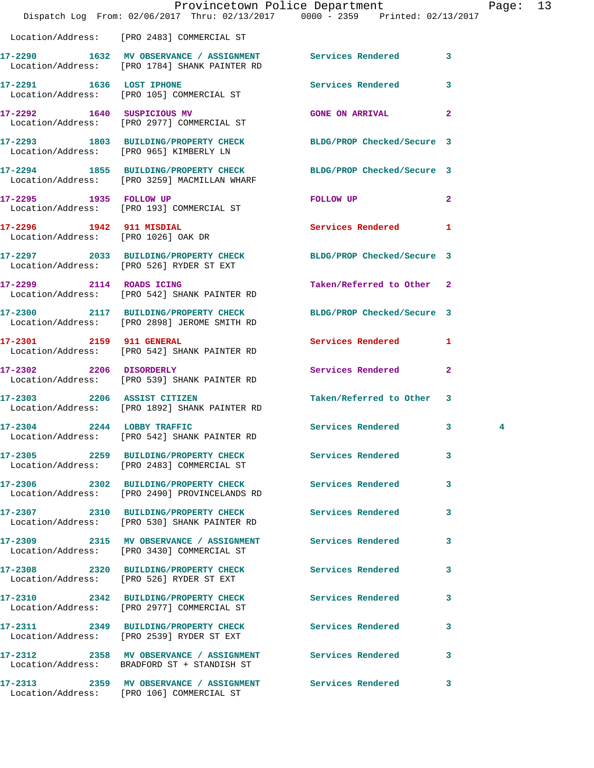Location/Address: [PRO 2483] COMMERCIAL ST

| Call # | Time | Nature | Action | Priority | |
|---|---|---|---|---|---|
| 17-2290 | 1632 | MV OBSERVANCE / ASSIGNMENT | Services Rendered | 3 | |
| | | Location/Address: [PRO 1784] SHANK PAINTER RD | | | |
| 17-2291 | 1636 | LOST IPHONE | Services Rendered | 3 | |
| | | Location/Address: [PRO 105] COMMERCIAL ST | | | |
| 17-2292 | 1640 | SUSPICIOUS MV | GONE ON ARRIVAL | 2 | |
| | | Location/Address: [PRO 2977] COMMERCIAL ST | | | |
| 17-2293 | 1803 | BUILDING/PROPERTY CHECK | BLDG/PROP Checked/Secure | 3 | |
| | | Location/Address: [PRO 965] KIMBERLY LN | | | |
| 17-2294 | 1855 | BUILDING/PROPERTY CHECK | BLDG/PROP Checked/Secure | 3 | |
| | | Location/Address: [PRO 3259] MACMILLAN WHARF | | | |
| 17-2295 | 1935 | FOLLOW UP | FOLLOW UP | 2 | |
| | | Location/Address: [PRO 193] COMMERCIAL ST | | | |
| 17-2296 | 1942 | 911 MISDIAL | Services Rendered | 1 | |
| | | Location/Address: [PRO 1026] OAK DR | | | |
| 17-2297 | 2033 | BUILDING/PROPERTY CHECK | BLDG/PROP Checked/Secure | 3 | |
| | | Location/Address: [PRO 526] RYDER ST EXT | | | |
| 17-2299 | 2114 | ROADS ICING | Taken/Referred to Other | 2 | |
| | | Location/Address: [PRO 542] SHANK PAINTER RD | | | |
| 17-2300 | 2117 | BUILDING/PROPERTY CHECK | BLDG/PROP Checked/Secure | 3 | |
| | | Location/Address: [PRO 2898] JEROME SMITH RD | | | |
| 17-2301 | 2159 | 911 GENERAL | Services Rendered | 1 | |
| | | Location/Address: [PRO 542] SHANK PAINTER RD | | | |
| 17-2302 | 2206 | DISORDERLY | Services Rendered | 2 | |
| | | Location/Address: [PRO 539] SHANK PAINTER RD | | | |
| 17-2303 | 2206 | ASSIST CITIZEN | Taken/Referred to Other | 3 | |
| | | Location/Address: [PRO 1892] SHANK PAINTER RD | | | |
| 17-2304 | 2244 | LOBBY TRAFFIC | Services Rendered | 3 | 4 |
| | | Location/Address: [PRO 542] SHANK PAINTER RD | | | |
| 17-2305 | 2259 | BUILDING/PROPERTY CHECK | Services Rendered | 3 | |
| | | Location/Address: [PRO 2483] COMMERCIAL ST | | | |
| 17-2306 | 2302 | BUILDING/PROPERTY CHECK | Services Rendered | 3 | |
| | | Location/Address: [PRO 2490] PROVINCELANDS RD | | | |
| 17-2307 | 2310 | BUILDING/PROPERTY CHECK | Services Rendered | 3 | |
| | | Location/Address: [PRO 530] SHANK PAINTER RD | | | |
| 17-2309 | 2315 | MV OBSERVANCE / ASSIGNMENT | Services Rendered | 3 | |
| | | Location/Address: [PRO 3430] COMMERCIAL ST | | | |
| 17-2308 | 2320 | BUILDING/PROPERTY CHECK | Services Rendered | 3 | |
| | | Location/Address: [PRO 526] RYDER ST EXT | | | |
| 17-2310 | 2342 | BUILDING/PROPERTY CHECK | Services Rendered | 3 | |
| | | Location/Address: [PRO 2977] COMMERCIAL ST | | | |
| 17-2311 | 2349 | BUILDING/PROPERTY CHECK | Services Rendered | 3 | |
| | | Location/Address: [PRO 2539] RYDER ST EXT | | | |
| 17-2312 | 2358 | MV OBSERVANCE / ASSIGNMENT | Services Rendered | 3 | |
| | | Location/Address: BRADFORD ST + STANDISH ST | | | |
| 17-2313 | 2359 | MV OBSERVANCE / ASSIGNMENT | Services Rendered | 3 | |
| | | Location/Address: [PRO 106] COMMERCIAL ST | | | |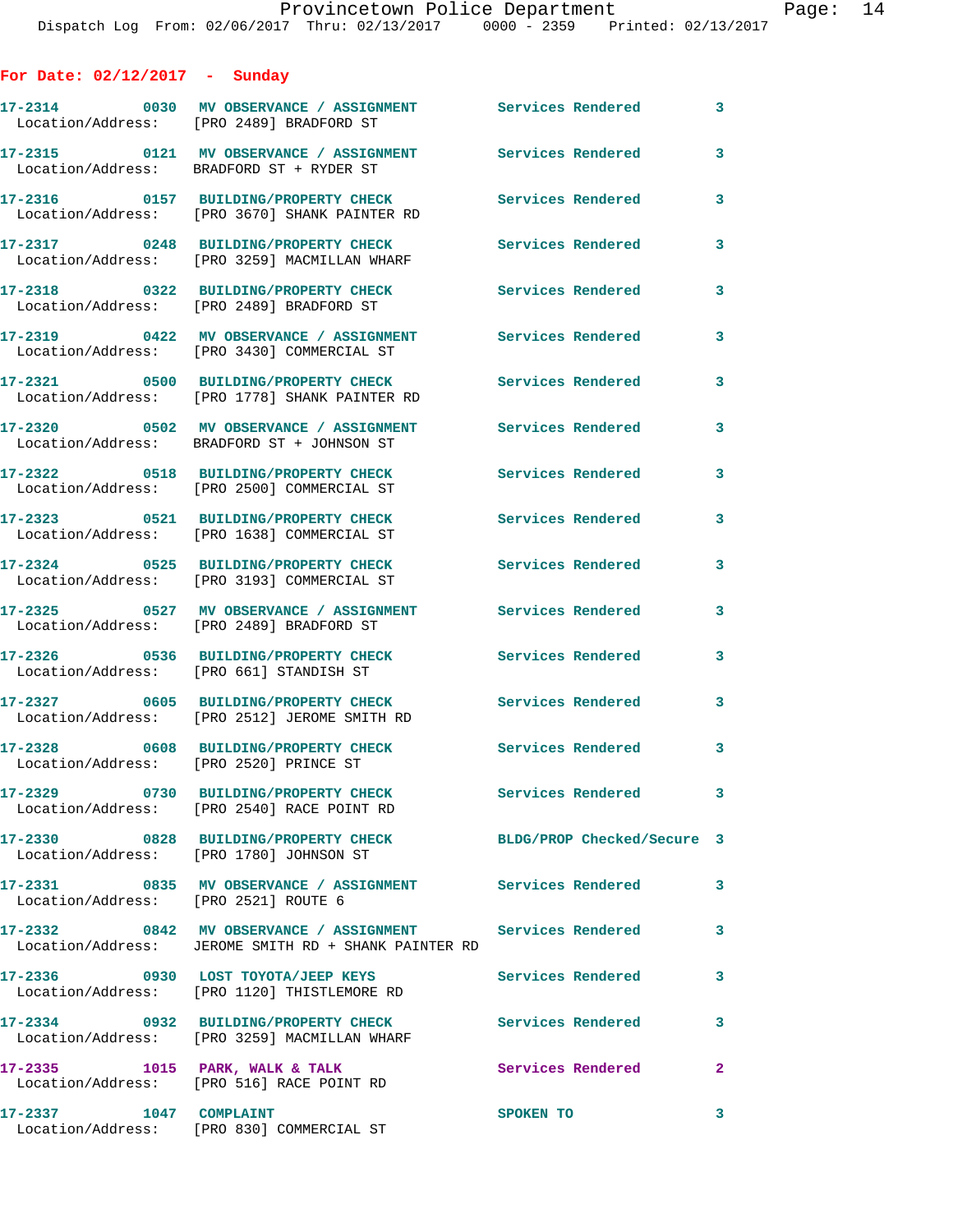**For Date: 02/12/2017 - Sunday**

| Call # | Time | Call Reason | Action | Priority |
|---|---|---|---|---|
| 17-2314 | 0030 | MV OBSERVANCE / ASSIGNMENT | Services Rendered | 3 |
| Location/Address: | | [PRO 2489] BRADFORD ST | | |
| 17-2315 | 0121 | MV OBSERVANCE / ASSIGNMENT | Services Rendered | 3 |
| Location/Address: | | BRADFORD ST + RYDER ST | | |
| 17-2316 | 0157 | BUILDING/PROPERTY CHECK | Services Rendered | 3 |
| Location/Address: | | [PRO 3670] SHANK PAINTER RD | | |
| 17-2317 | 0248 | BUILDING/PROPERTY CHECK | Services Rendered | 3 |
| Location/Address: | | [PRO 3259] MACMILLAN WHARF | | |
| 17-2318 | 0322 | BUILDING/PROPERTY CHECK | Services Rendered | 3 |
| Location/Address: | | [PRO 2489] BRADFORD ST | | |
| 17-2319 | 0422 | MV OBSERVANCE / ASSIGNMENT | Services Rendered | 3 |
| Location/Address: | | [PRO 3430] COMMERCIAL ST | | |
| 17-2321 | 0500 | BUILDING/PROPERTY CHECK | Services Rendered | 3 |
| Location/Address: | | [PRO 1778] SHANK PAINTER RD | | |
| 17-2320 | 0502 | MV OBSERVANCE / ASSIGNMENT | Services Rendered | 3 |
| Location/Address: | | BRADFORD ST + JOHNSON ST | | |
| 17-2322 | 0518 | BUILDING/PROPERTY CHECK | Services Rendered | 3 |
| Location/Address: | | [PRO 2500] COMMERCIAL ST | | |
| 17-2323 | 0521 | BUILDING/PROPERTY CHECK | Services Rendered | 3 |
| Location/Address: | | [PRO 1638] COMMERCIAL ST | | |
| 17-2324 | 0525 | BUILDING/PROPERTY CHECK | Services Rendered | 3 |
| Location/Address: | | [PRO 3193] COMMERCIAL ST | | |
| 17-2325 | 0527 | MV OBSERVANCE / ASSIGNMENT | Services Rendered | 3 |
| Location/Address: | | [PRO 2489] BRADFORD ST | | |
| 17-2326 | 0536 | BUILDING/PROPERTY CHECK | Services Rendered | 3 |
| Location/Address: | | [PRO 661] STANDISH ST | | |
| 17-2327 | 0605 | BUILDING/PROPERTY CHECK | Services Rendered | 3 |
| Location/Address: | | [PRO 2512] JEROME SMITH RD | | |
| 17-2328 | 0608 | BUILDING/PROPERTY CHECK | Services Rendered | 3 |
| Location/Address: | | [PRO 2520] PRINCE ST | | |
| 17-2329 | 0730 | BUILDING/PROPERTY CHECK | Services Rendered | 3 |
| Location/Address: | | [PRO 2540] RACE POINT RD | | |
| 17-2330 | 0828 | BUILDING/PROPERTY CHECK | BLDG/PROP Checked/Secure | 3 |
| Location/Address: | | [PRO 1780] JOHNSON ST | | |
| 17-2331 | 0835 | MV OBSERVANCE / ASSIGNMENT | Services Rendered | 3 |
| Location/Address: | | [PRO 2521] ROUTE 6 | | |
| 17-2332 | 0842 | MV OBSERVANCE / ASSIGNMENT | Services Rendered | 3 |
| Location/Address: | | JEROME SMITH RD + SHANK PAINTER RD | | |
| 17-2336 | 0930 | LOST TOYOTA/JEEP KEYS | Services Rendered | 3 |
| Location/Address: | | [PRO 1120] THISTLEMORE RD | | |
| 17-2334 | 0932 | BUILDING/PROPERTY CHECK | Services Rendered | 3 |
| Location/Address: | | [PRO 3259] MACMILLAN WHARF | | |
| 17-2335 | 1015 | PARK, WALK & TALK | Services Rendered | 2 |
| Location/Address: | | [PRO 516] RACE POINT RD | | |
| 17-2337 | 1047 | COMPLAINT | SPOKEN TO | 3 |
| Location/Address: | | [PRO 830] COMMERCIAL ST | | |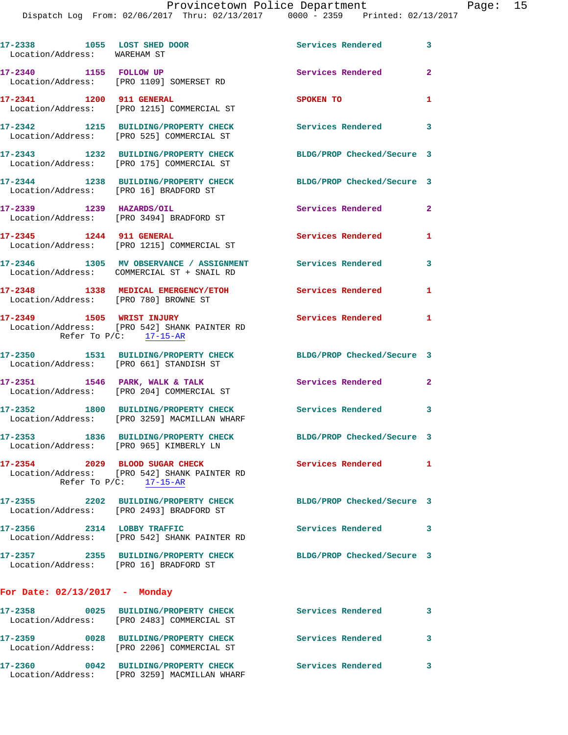17-2338 1055 LOST SHED DOOR Services Rendered 3
Location/Address: WAREHAM ST

17-2340 1155 FOLLOW UP Services Rendered 2
Location/Address: [PRO 1109] SOMERSET RD

17-2341 1200 911 GENERAL SPOKEN TO 1
Location/Address: [PRO 1215] COMMERCIAL ST

17-2342 1215 BUILDING/PROPERTY CHECK Services Rendered 3
Location/Address: [PRO 525] COMMERCIAL ST

17-2343 1232 BUILDING/PROPERTY CHECK BLDG/PROP Checked/Secure 3
Location/Address: [PRO 175] COMMERCIAL ST

17-2344 1238 BUILDING/PROPERTY CHECK BLDG/PROP Checked/Secure 3
Location/Address: [PRO 16] BRADFORD ST

17-2339 1239 HAZARDS/OIL Services Rendered 2
Location/Address: [PRO 3494] BRADFORD ST

17-2345 1244 911 GENERAL Services Rendered 1
Location/Address: [PRO 1215] COMMERCIAL ST

17-2346 1305 MV OBSERVANCE / ASSIGNMENT Services Rendered 3
Location/Address: COMMERCIAL ST + SNAIL RD

17-2348 1338 MEDICAL EMERGENCY/ETOH Services Rendered 1
Location/Address: [PRO 780] BROWNE ST

17-2349 1505 WRIST INJURY Services Rendered 1
Location/Address: [PRO 542] SHANK PAINTER RD
Refer To P/C: 17-15-AR

17-2350 1531 BUILDING/PROPERTY CHECK BLDG/PROP Checked/Secure 3
Location/Address: [PRO 661] STANDISH ST

17-2351 1546 PARK, WALK & TALK Services Rendered 2
Location/Address: [PRO 204] COMMERCIAL ST

17-2352 1800 BUILDING/PROPERTY CHECK Services Rendered 3
Location/Address: [PRO 3259] MACMILLAN WHARF

17-2353 1836 BUILDING/PROPERTY CHECK BLDG/PROP Checked/Secure 3
Location/Address: [PRO 965] KIMBERLY LN

17-2354 2029 BLOOD SUGAR CHECK Services Rendered 1
Location/Address: [PRO 542] SHANK PAINTER RD
Refer To P/C: 17-15-AR

17-2355 2202 BUILDING/PROPERTY CHECK BLDG/PROP Checked/Secure 3
Location/Address: [PRO 2493] BRADFORD ST

17-2356 2314 LOBBY TRAFFIC Services Rendered 3
Location/Address: [PRO 542] SHANK PAINTER RD

17-2357 2355 BUILDING/PROPERTY CHECK BLDG/PROP Checked/Secure 3
Location/Address: [PRO 16] BRADFORD ST

**For Date: 02/13/2017 - Monday**

17-2358 0025 BUILDING/PROPERTY CHECK Services Rendered 3
Location/Address: [PRO 2483] COMMERCIAL ST

17-2359 0028 BUILDING/PROPERTY CHECK Services Rendered 3
Location/Address: [PRO 2206] COMMERCIAL ST

17-2360 0042 BUILDING/PROPERTY CHECK Services Rendered 3
Location/Address: [PRO 3259] MACMILLAN WHARF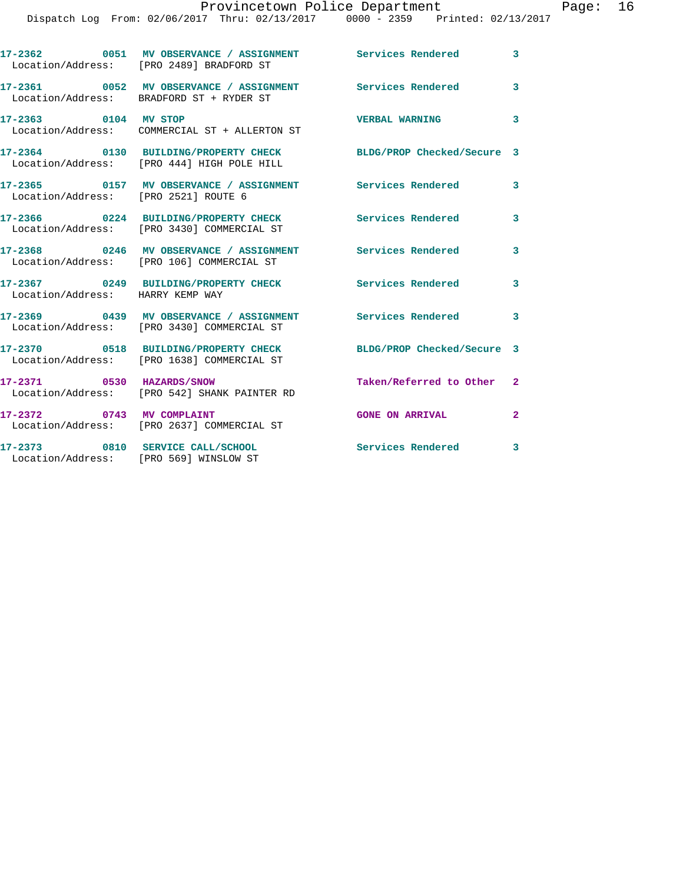17-2362 0051 MV OBSERVANCE / ASSIGNMENT Services Rendered 3
Location/Address: [PRO 2489] BRADFORD ST

17-2361 0052 MV OBSERVANCE / ASSIGNMENT Services Rendered 3
Location/Address: BRADFORD ST + RYDER ST

17-2363 0104 MV STOP VERBAL WARNING 3
Location/Address: COMMERCIAL ST + ALLERTON ST

17-2364 0130 BUILDING/PROPERTY CHECK BLDG/PROP Checked/Secure 3
Location/Address: [PRO 444] HIGH POLE HILL

17-2365 0157 MV OBSERVANCE / ASSIGNMENT Services Rendered 3
Location/Address: [PRO 2521] ROUTE 6

17-2366 0224 BUILDING/PROPERTY CHECK Services Rendered 3
Location/Address: [PRO 3430] COMMERCIAL ST

17-2368 0246 MV OBSERVANCE / ASSIGNMENT Services Rendered 3
Location/Address: [PRO 106] COMMERCIAL ST

17-2367 0249 BUILDING/PROPERTY CHECK Services Rendered 3
Location/Address: HARRY KEMP WAY

17-2369 0439 MV OBSERVANCE / ASSIGNMENT Services Rendered 3
Location/Address: [PRO 3430] COMMERCIAL ST

17-2370 0518 BUILDING/PROPERTY CHECK BLDG/PROP Checked/Secure 3
Location/Address: [PRO 1638] COMMERCIAL ST

17-2371 0530 HAZARDS/SNOW Taken/Referred to Other 2
Location/Address: [PRO 542] SHANK PAINTER RD

17-2372 0743 MV COMPLAINT GONE ON ARRIVAL 2
Location/Address: [PRO 2637] COMMERCIAL ST

17-2373 0810 SERVICE CALL/SCHOOL Services Rendered 3
Location/Address: [PRO 569] WINSLOW ST